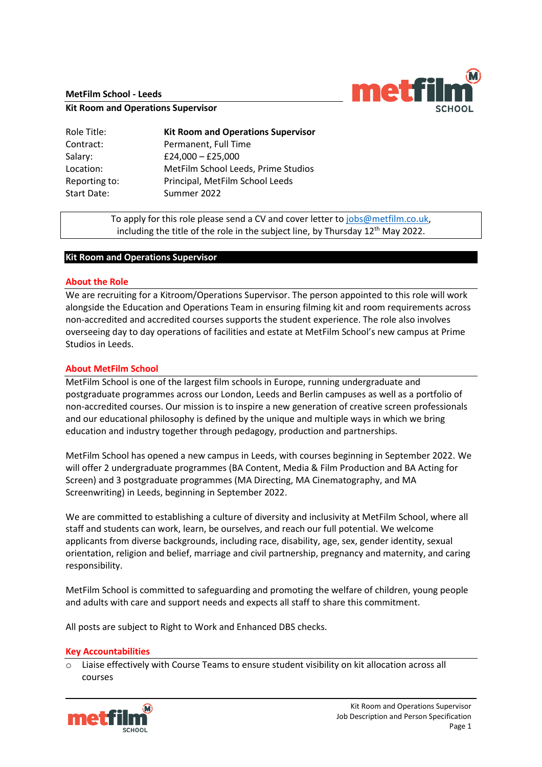**MetFilm School - Leeds**

**Kit Room and Operations Supervisor**

| | |
|---|---|
| Role Title: | **Kit Room and Operations Supervisor** |
| Contract: | Permanent, Full Time |
| Salary: | £24,000 – £25,000 |
| Location: | MetFilm School Leeds, Prime Studios |
| Reporting to: | Principal, MetFilm School Leeds |
| Start Date: | Summer 2022 |

To apply for this role please send a CV and cover letter to jobs@metfilm.co.uk, including the title of the role in the subject line, by Thursday 12th May 2022.

## Kit Room and Operations Supervisor

### About the Role

We are recruiting for a Kitroom/Operations Supervisor. The person appointed to this role will work alongside the Education and Operations Team in ensuring filming kit and room requirements across non-accredited and accredited courses supports the student experience. The role also involves overseeing day to day operations of facilities and estate at MetFilm School's new campus at Prime Studios in Leeds.

### About MetFilm School

MetFilm School is one of the largest film schools in Europe, running undergraduate and postgraduate programmes across our London, Leeds and Berlin campuses as well as a portfolio of non-accredited courses. Our mission is to inspire a new generation of creative screen professionals and our educational philosophy is defined by the unique and multiple ways in which we bring education and industry together through pedagogy, production and partnerships.

MetFilm School has opened a new campus in Leeds, with courses beginning in September 2022. We will offer 2 undergraduate programmes (BA Content, Media & Film Production and BA Acting for Screen) and 3 postgraduate programmes (MA Directing, MA Cinematography, and MA Screenwriting) in Leeds, beginning in September 2022.

We are committed to establishing a culture of diversity and inclusivity at MetFilm School, where all staff and students can work, learn, be ourselves, and reach our full potential. We welcome applicants from diverse backgrounds, including race, disability, age, sex, gender identity, sexual orientation, religion and belief, marriage and civil partnership, pregnancy and maternity, and caring responsibility.

MetFilm School is committed to safeguarding and promoting the welfare of children, young people and adults with care and support needs and expects all staff to share this commitment.

All posts are subject to Right to Work and Enhanced DBS checks.

### Key Accountabilities

- Liaise effectively with Course Teams to ensure student visibility on kit allocation across all courses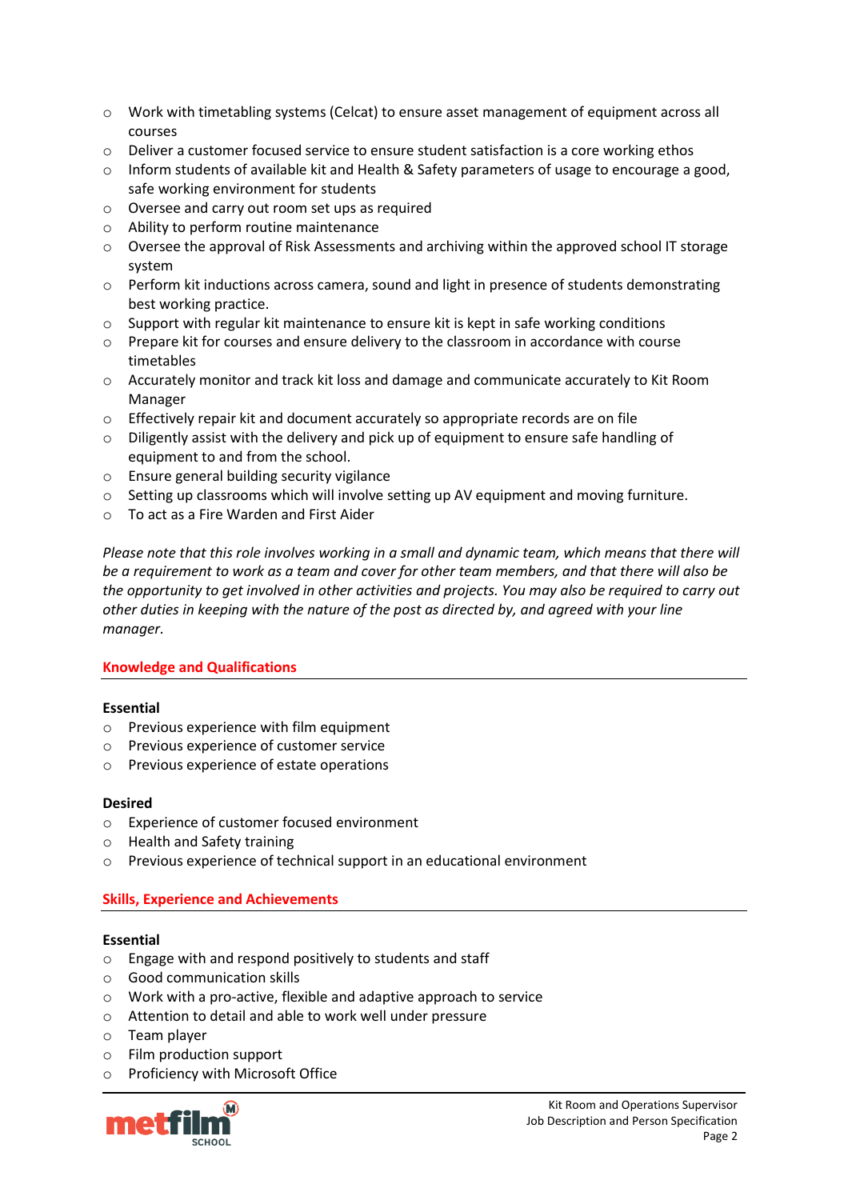- Work with timetabling systems (Celcat) to ensure asset management of equipment across all courses
- Deliver a customer focused service to ensure student satisfaction is a core working ethos
- Inform students of available kit and Health & Safety parameters of usage to encourage a good, safe working environment for students
- Oversee and carry out room set ups as required
- Ability to perform routine maintenance
- Oversee the approval of Risk Assessments and archiving within the approved school IT storage system
- Perform kit inductions across camera, sound and light in presence of students demonstrating best working practice.
- Support with regular kit maintenance to ensure kit is kept in safe working conditions
- Prepare kit for courses and ensure delivery to the classroom in accordance with course timetables
- Accurately monitor and track kit loss and damage and communicate accurately to Kit Room Manager
- Effectively repair kit and document accurately so appropriate records are on file
- Diligently assist with the delivery and pick up of equipment to ensure safe handling of equipment to and from the school.
- Ensure general building security vigilance
- Setting up classrooms which will involve setting up AV equipment and moving furniture.
- To act as a Fire Warden and First Aider

*Please note that this role involves working in a small and dynamic team, which means that there will be a requirement to work as a team and cover for other team members, and that there will also be the opportunity to get involved in other activities and projects. You may also be required to carry out other duties in keeping with the nature of the post as directed by, and agreed with your line manager.*

## Knowledge and Qualifications

**Essential**
- Previous experience with film equipment
- Previous experience of customer service
- Previous experience of estate operations

**Desired**
- Experience of customer focused environment
- Health and Safety training
- Previous experience of technical support in an educational environment

## Skills, Experience and Achievements

**Essential**
- Engage with and respond positively to students and staff
- Good communication skills
- Work with a pro-active, flexible and adaptive approach to service
- Attention to detail and able to work well under pressure
- Team player
- Film production support
- Proficiency with Microsoft Office